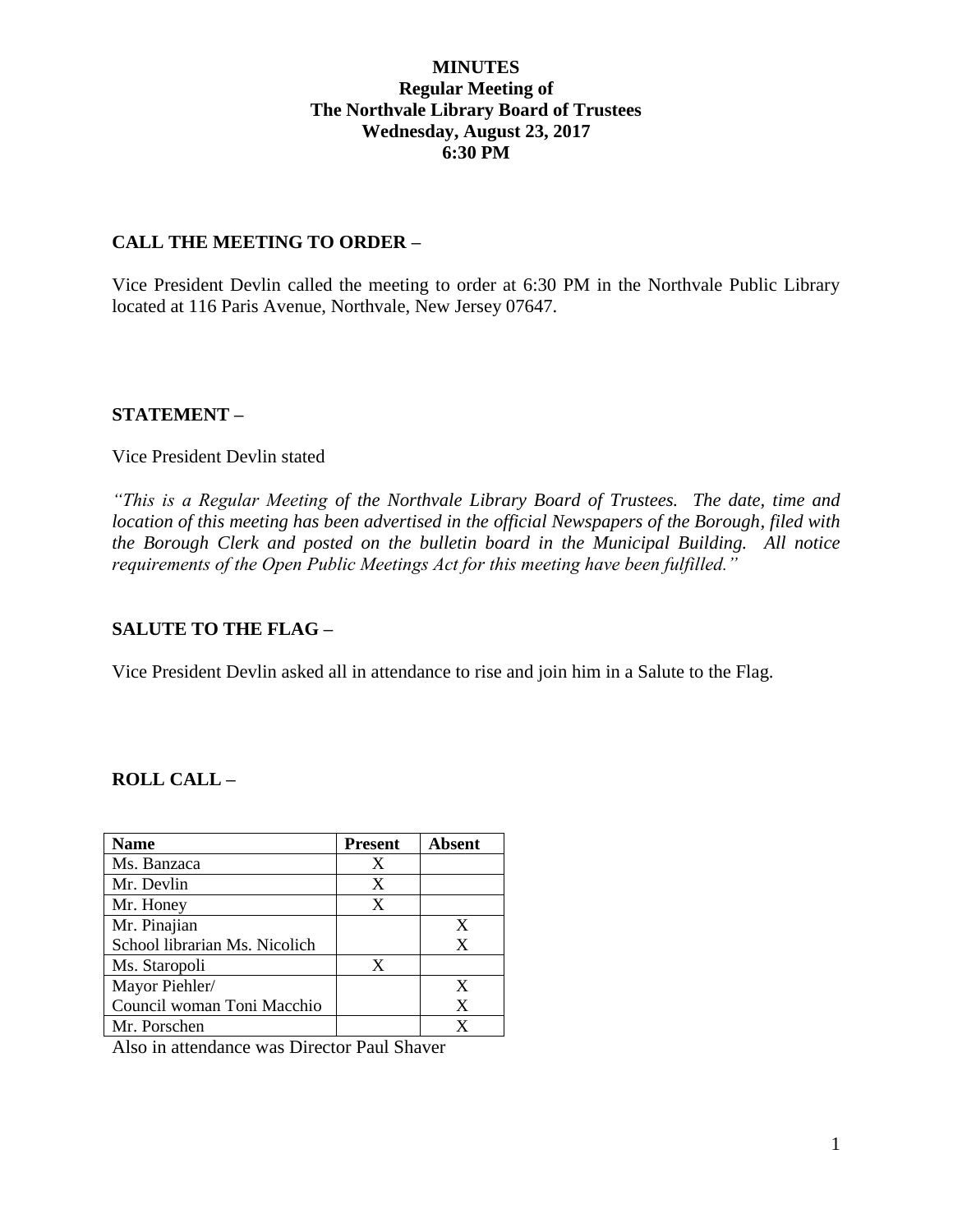# MINUTES
## Regular Meeting of
## The Northvale Library Board of Trustees
## Wednesday, August 23, 2017
## 6:30 PM

**CALL THE MEETING TO ORDER –**

Vice President Devlin called the meeting to order at 6:30 PM in the Northvale Public Library located at 116 Paris Avenue, Northvale, New Jersey 07647.

**STATEMENT –**

Vice President Devlin stated

*"This is a Regular Meeting of the Northvale Library Board of Trustees. The date, time and location of this meeting has been advertised in the official Newspapers of the Borough, filed with the Borough Clerk and posted on the bulletin board in the Municipal Building. All notice requirements of the Open Public Meetings Act for this meeting have been fulfilled."*

**SALUTE TO THE FLAG –**

Vice President Devlin asked all in attendance to rise and join him in a Salute to the Flag.

**ROLL CALL –**

| Name | Present | Absent |
|---|---|---|
| Ms. Banzaca | X | |
| Mr. Devlin | X | |
| Mr. Honey | X | |
| Mr. Pinajian | | X |
| School librarian Ms. Nicolich | | X |
| Ms. Staropoli | X | |
| Mayor Piehler/ | | X |
| Council woman Toni Macchio | | X |
| Mr. Porschen | | X |

Also in attendance was Director Paul Shaver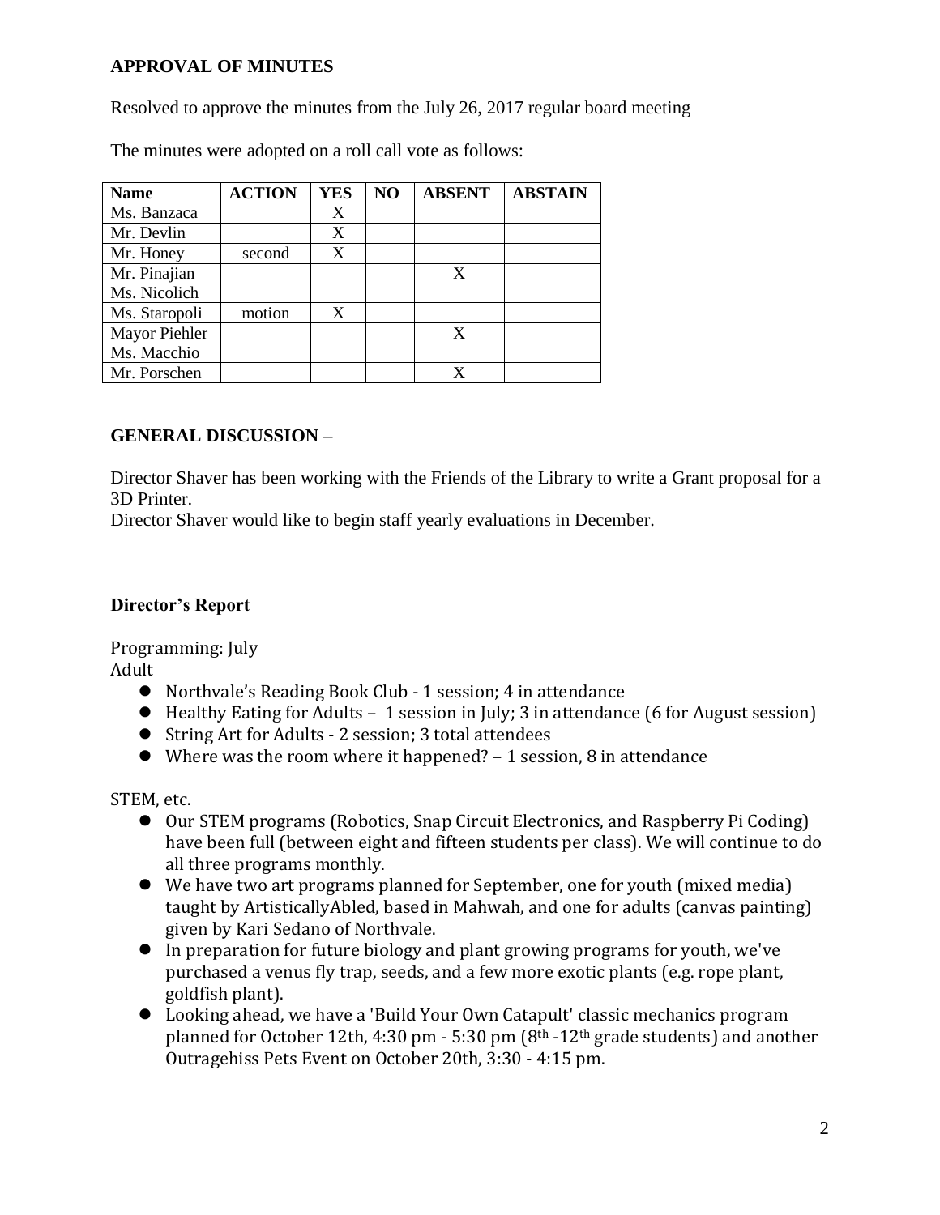**APPROVAL OF MINUTES**

Resolved to approve the minutes from the July 26, 2017 regular board meeting

The minutes were adopted on a roll call vote as follows:

| Name | ACTION | YES | NO | ABSENT | ABSTAIN |
|---|---|---|---|---|---|
| Ms. Banzaca | | X | | | |
| Mr. Devlin | | X | | | |
| Mr. Honey | second | X | | | |
| Mr. Pinajian<br>Ms. Nicolich | | | | X | |
| Ms. Staropoli | motion | X | | | |
| Mayor Piehler<br>Ms. Macchio | | | | X | |
| Mr. Porschen | | | | X | |

**GENERAL DISCUSSION –**

Director Shaver has been working with the Friends of the Library to write a Grant proposal for a 3D Printer.
Director Shaver would like to begin staff yearly evaluations in December.

**Director's Report**

Programming: July
Adult

- Northvale's Reading Book Club - 1 session; 4 in attendance
- Healthy Eating for Adults – 1 session in July; 3 in attendance (6 for August session)
- String Art for Adults - 2 session; 3 total attendees
- Where was the room where it happened? – 1 session, 8 in attendance

STEM, etc.

- Our STEM programs (Robotics, Snap Circuit Electronics, and Raspberry Pi Coding) have been full (between eight and fifteen students per class). We will continue to do all three programs monthly.
- We have two art programs planned for September, one for youth (mixed media) taught by ArtisticallyAbled, based in Mahwah, and one for adults (canvas painting) given by Kari Sedano of Northvale.
- In preparation for future biology and plant growing programs for youth, we've purchased a venus fly trap, seeds, and a few more exotic plants (e.g. rope plant, goldfish plant).
- Looking ahead, we have a 'Build Your Own Catapult' classic mechanics program planned for October 12th, 4:30 pm - 5:30 pm (8th -12th grade students) and another Outragehiss Pets Event on October 20th, 3:30 - 4:15 pm.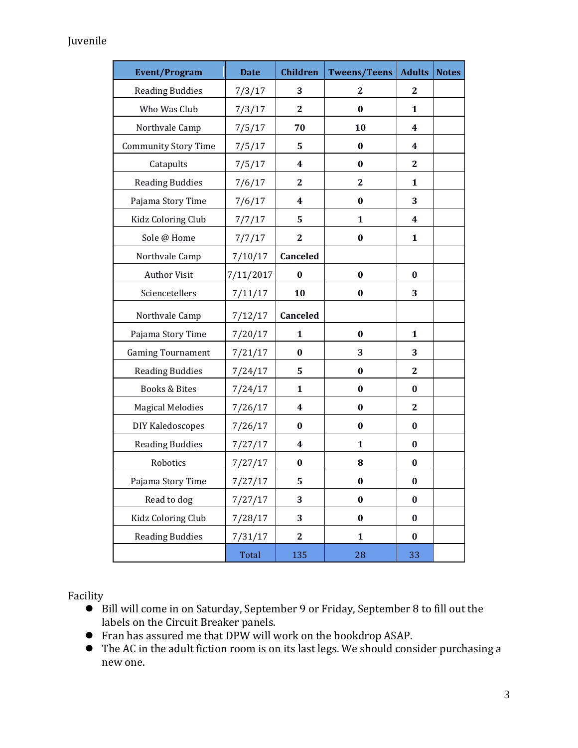## Juvenile

| Event/Program | Date | Children | Tweens/Teens | Adults | Notes |
|---|---|---|---|---|---|
| Reading Buddies | 7/3/17 | 3 | 2 | 2 | |
| Who Was Club | 7/3/17 | 2 | 0 | 1 | |
| Northvale Camp | 7/5/17 | 70 | 10 | 4 | |
| Community Story Time | 7/5/17 | 5 | 0 | 4 | |
| Catapults | 7/5/17 | 4 | 0 | 2 | |
| Reading Buddies | 7/6/17 | 2 | 2 | 1 | |
| Pajama Story Time | 7/6/17 | 4 | 0 | 3 | |
| Kidz Coloring Club | 7/7/17 | 5 | 1 | 4 | |
| Sole @ Home | 7/7/17 | 2 | 0 | 1 | |
| Northvale Camp | 7/10/17 | Canceled | | | |
| Author Visit | 7/11/2017 | 0 | 0 | 0 | |
| Sciencetellers | 7/11/17 | 10 | 0 | 3 | |
| Northvale Camp | 7/12/17 | Canceled | | | |
| Pajama Story Time | 7/20/17 | 1 | 0 | 1 | |
| Gaming Tournament | 7/21/17 | 0 | 3 | 3 | |
| Reading Buddies | 7/24/17 | 5 | 0 | 2 | |
| Books & Bites | 7/24/17 | 1 | 0 | 0 | |
| Magical Melodies | 7/26/17 | 4 | 0 | 2 | |
| DIY Kaledoscopes | 7/26/17 | 0 | 0 | 0 | |
| Reading Buddies | 7/27/17 | 4 | 1 | 0 | |
| Robotics | 7/27/17 | 0 | 8 | 0 | |
| Pajama Story Time | 7/27/17 | 5 | 0 | 0 | |
| Read to dog | 7/27/17 | 3 | 0 | 0 | |
| Kidz Coloring Club | 7/28/17 | 3 | 0 | 0 | |
| Reading Buddies | 7/31/17 | 2 | 1 | 0 | |
| | Total | 135 | 28 | 33 | |

## Facility

- Bill will come in on Saturday, September 9 or Friday, September 8 to fill out the labels on the Circuit Breaker panels.
- Fran has assured me that DPW will work on the bookdrop ASAP.
- The AC in the adult fiction room is on its last legs. We should consider purchasing a new one.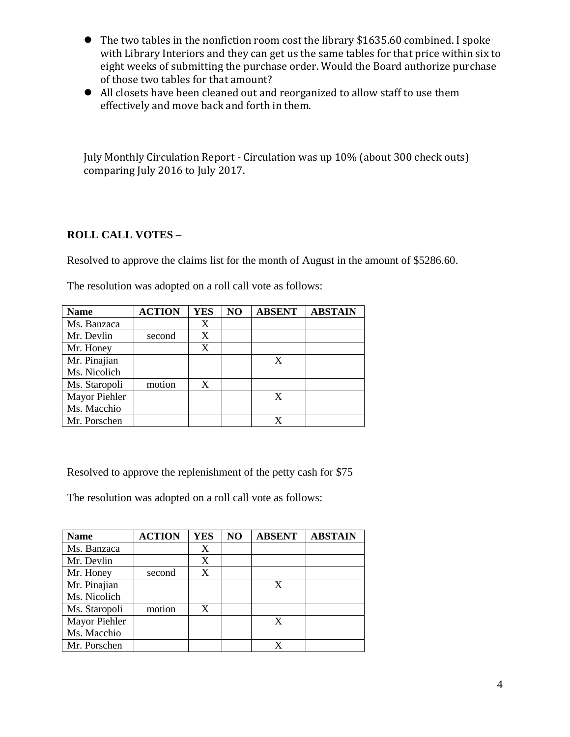- The two tables in the nonfiction room cost the library $1635.60 combined. I spoke with Library Interiors and they can get us the same tables for that price within six to eight weeks of submitting the purchase order. Would the Board authorize purchase of those two tables for that amount?
- All closets have been cleaned out and reorganized to allow staff to use them effectively and move back and forth in them.

July Monthly Circulation Report - Circulation was up 10% (about 300 check outs) comparing July 2016 to July 2017.

**ROLL CALL VOTES –**

Resolved to approve the claims list for the month of August in the amount of $5286.60.

The resolution was adopted on a roll call vote as follows:

| Name | ACTION | YES | NO | ABSENT | ABSTAIN |
|---|---|---|---|---|---|
| Ms. Banzaca | | X | | | |
| Mr. Devlin | second | X | | | |
| Mr. Honey | | X | | | |
| Mr. Pinajian<br>Ms. Nicolich | | | | X | |
| Ms. Staropoli | motion | X | | | |
| Mayor Piehler<br>Ms. Macchio | | | | X | |
| Mr. Porschen | | | | X | |

Resolved to approve the replenishment of the petty cash for $75

The resolution was adopted on a roll call vote as follows:

| Name | ACTION | YES | NO | ABSENT | ABSTAIN |
|---|---|---|---|---|---|
| Ms. Banzaca | | X | | | |
| Mr. Devlin | | X | | | |
| Mr. Honey | second | X | | | |
| Mr. Pinajian<br>Ms. Nicolich | | | | X | |
| Ms. Staropoli | motion | X | | | |
| Mayor Piehler<br>Ms. Macchio | | | | X | |
| Mr. Porschen | | | | X | |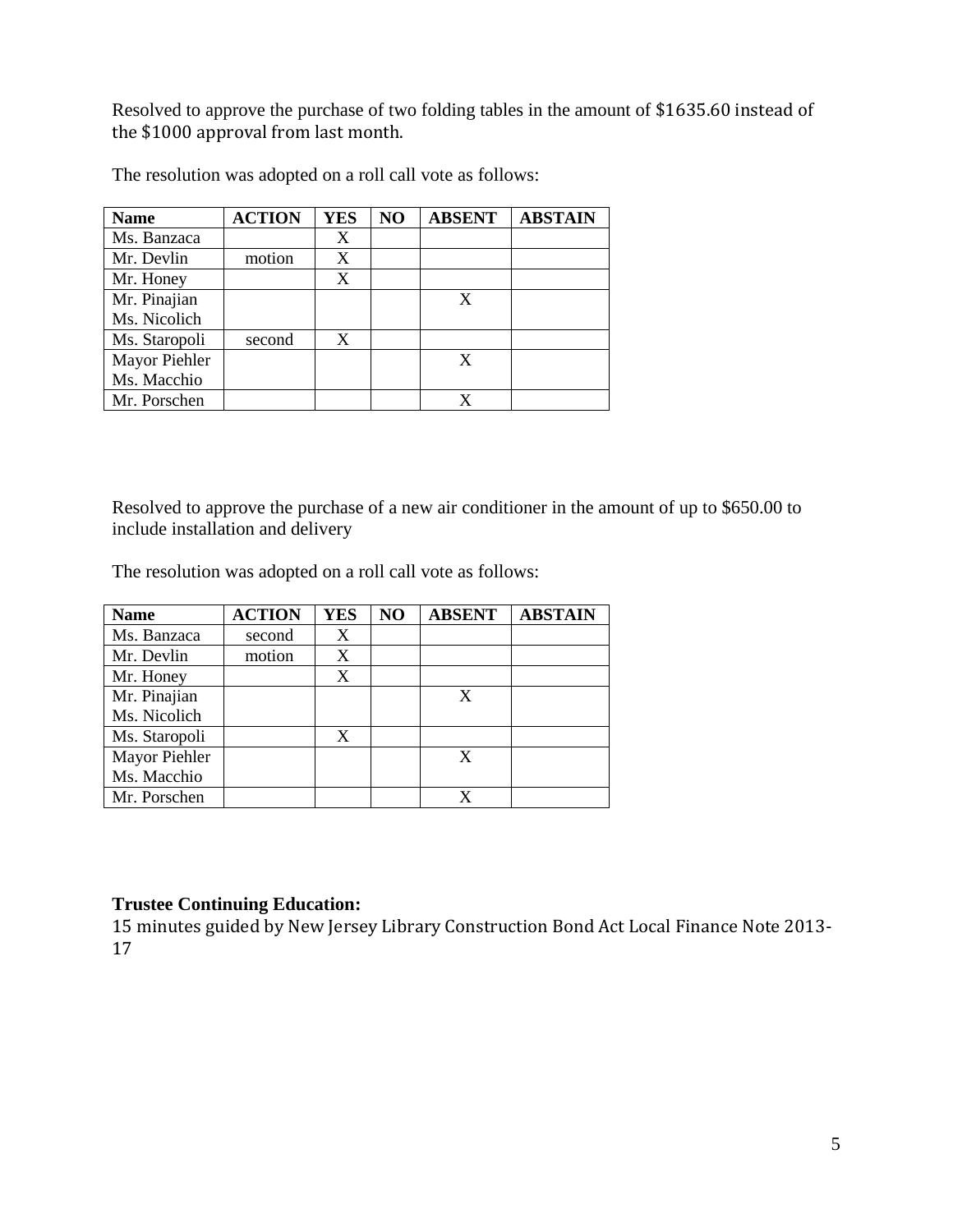Resolved to approve the purchase of two folding tables in the amount of $1635.60 instead of the $1000 approval from last month.

The resolution was adopted on a roll call vote as follows:

| Name | ACTION | YES | NO | ABSENT | ABSTAIN |
|---|---|---|---|---|---|
| Ms. Banzaca | | X | | | |
| Mr. Devlin | motion | X | | | |
| Mr. Honey | | X | | | |
| Mr. Pinajian<br>Ms. Nicolich | | | | X | |
| Ms. Staropoli | second | X | | | |
| Mayor Piehler<br>Ms. Macchio | | | | X | |
| Mr. Porschen | | | | X | |

Resolved to approve the purchase of a new air conditioner in the amount of up to $650.00 to include installation and delivery

The resolution was adopted on a roll call vote as follows:

| Name | ACTION | YES | NO | ABSENT | ABSTAIN |
|---|---|---|---|---|---|
| Ms. Banzaca | second | X | | | |
| Mr. Devlin | motion | X | | | |
| Mr. Honey | | X | | | |
| Mr. Pinajian<br>Ms. Nicolich | | | | X | |
| Ms. Staropoli | | X | | | |
| Mayor Piehler<br>Ms. Macchio | | | | X | |
| Mr. Porschen | | | | X | |

**Trustee Continuing Education:**
15 minutes guided by New Jersey Library Construction Bond Act Local Finance Note 2013-17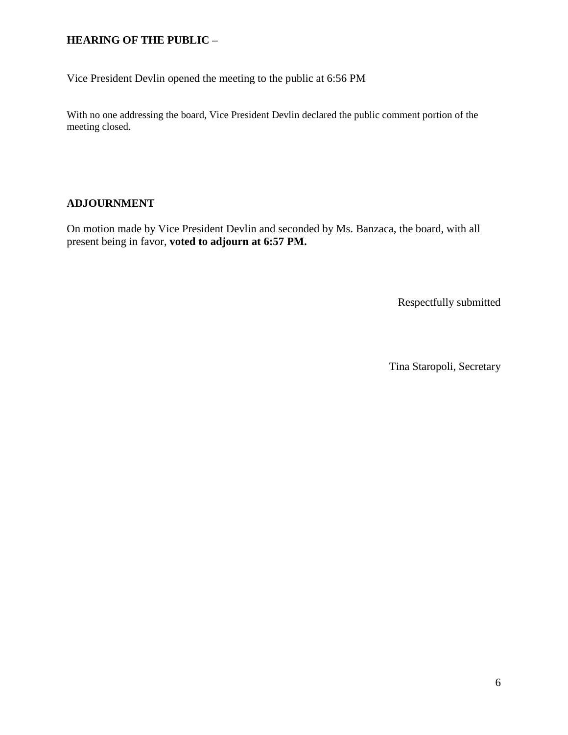**HEARING OF THE PUBLIC –**

Vice President Devlin opened the meeting to the public at 6:56 PM

With no one addressing the board, Vice President Devlin declared the public comment portion of the meeting closed.

**ADJOURNMENT**

On motion made by Vice President Devlin and seconded by Ms. Banzaca, the board, with all present being in favor, **voted to adjourn at 6:57 PM.**

Respectfully submitted

Tina Staropoli, Secretary